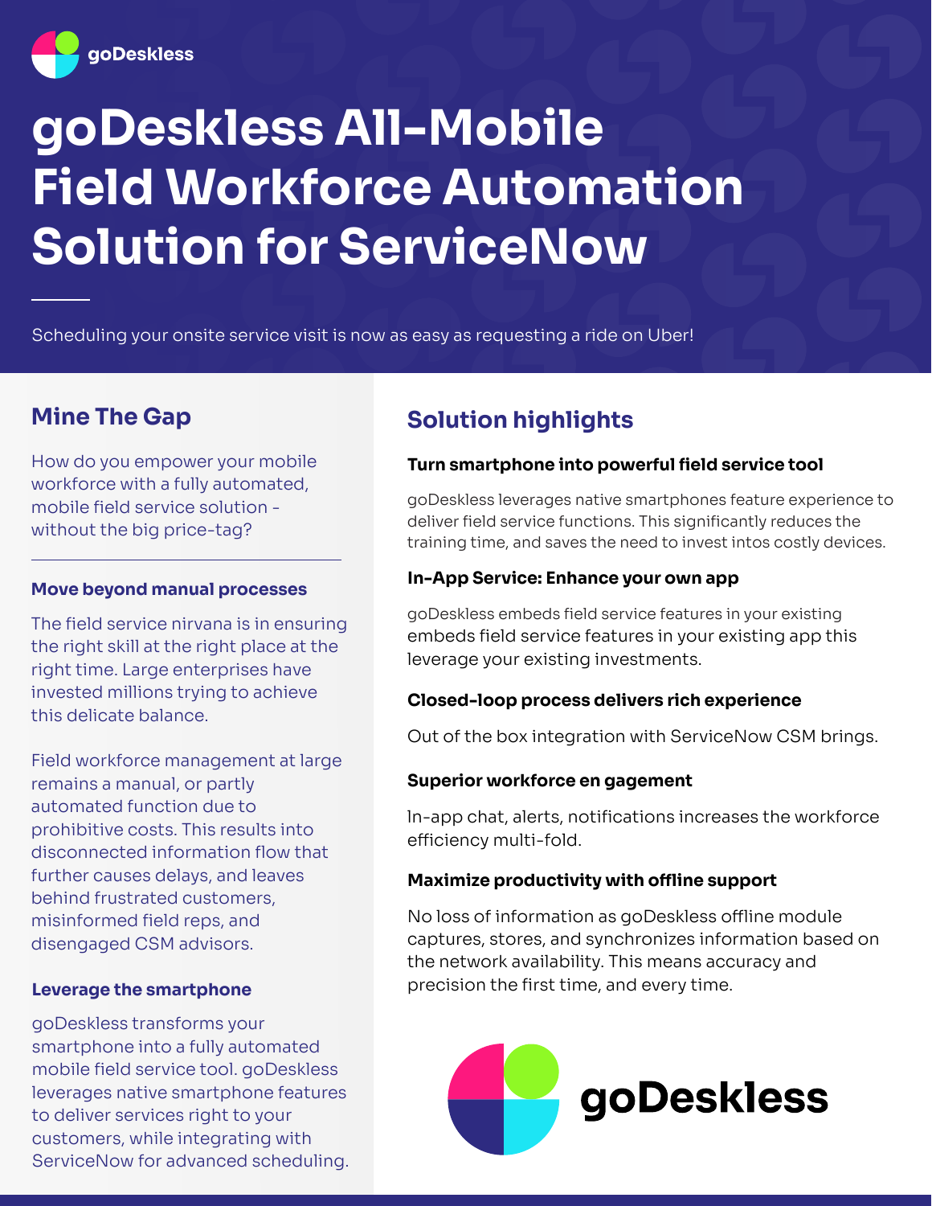goDeskless

# goDeskless All-Mobile Field Workforce Automation Solution for ServiceNow

Scheduling your onsite service visit is now as easy as requesting a ride on Uber!

## Mine The Gap

How do you empower your mobile workforce with a fully automated, mobile field service solution - without the big price-tag?

### Move beyond manual processes

The field service nirvana is in ensuring the right skill at the right place at the right time. Large enterprises have invested millions trying to achieve this delicate balance.

Field workforce management at large remains a manual, or partly automated function due to prohibitive costs. This results into disconnected information flow that further causes delays, and leaves behind frustrated customers, misinformed field reps, and disengaged CSM advisors.

### Leverage the smartphone

goDeskless transforms your smartphone into a fully automated mobile field service tool. goDeskless leverages native smartphone features to deliver services right to your customers, while integrating with ServiceNow for advanced scheduling.

## Solution highlights

### Turn smartphone into powerful field service tool

goDeskless leverages native smartphones feature experience to deliver field service functions. This significantly reduces the training time, and saves the need to invest intos costly devices.

### In-App Service: Enhance your own app

goDeskless embeds field service features in your existing embeds field service features in your existing app this leverage your existing investments.

### Closed-loop process delivers rich experience

Out of the box integration with ServiceNow CSM brings.

### Superior workforce en gagement

In-app chat, alerts, notifications increases the workforce efficiency multi-fold.

### Maximize productivity with offline support

No loss of information as goDeskless offline module captures, stores, and synchronizes information based on the network availability. This means accuracy and precision the first time, and every time.

goDeskless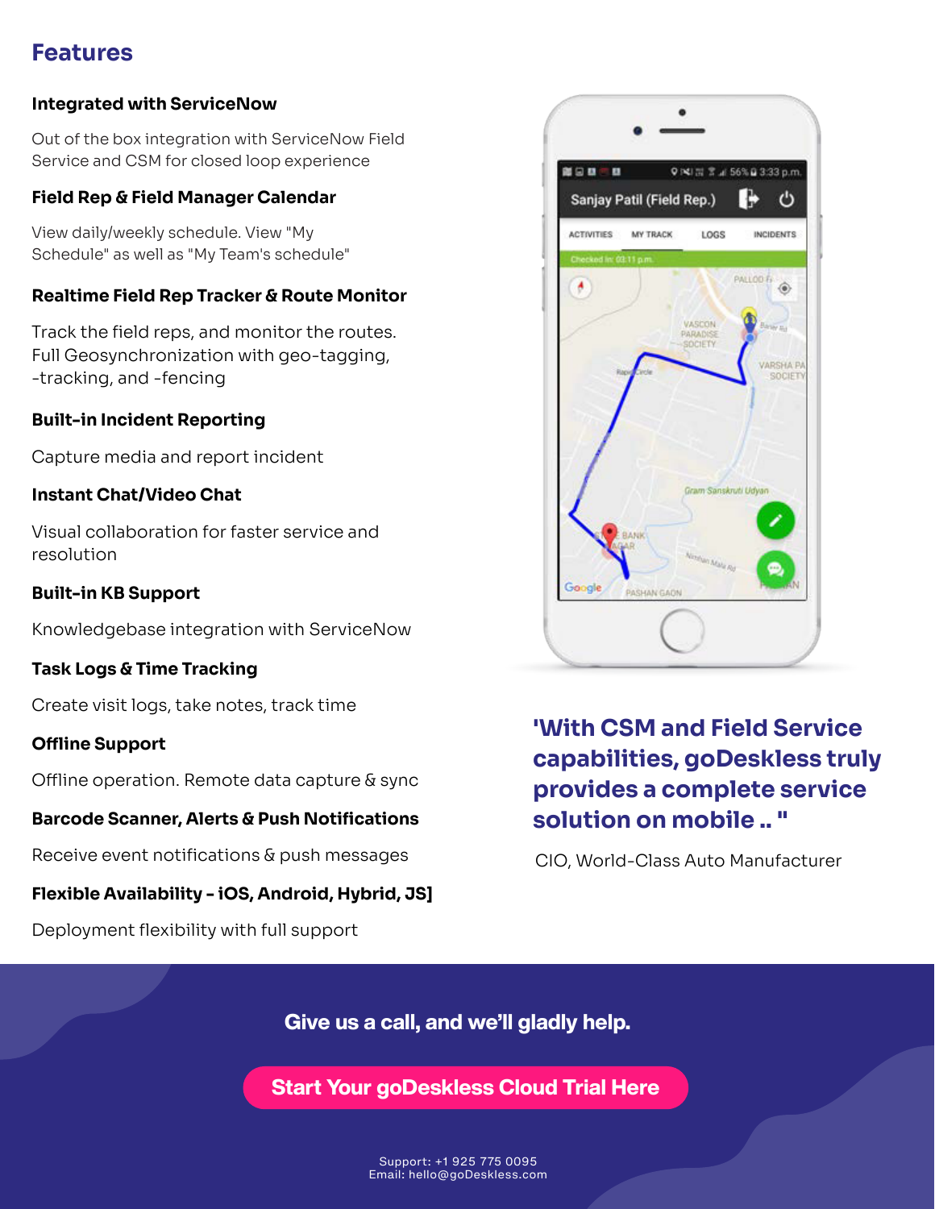## Features

### Integrated with ServiceNow

Out of the box integration with ServiceNow Field Service and CSM for closed loop experience

### Field Rep & Field Manager Calendar

View daily/weekly schedule. View "My Schedule" as well as "My Team's schedule"

### Realtime Field Rep Tracker & Route Monitor

Track the field reps, and monitor the routes. Full Geosynchronization with geo-tagging, -tracking, and -fencing

### Built-in Incident Reporting

Capture media and report incident

### Instant Chat/Video Chat

Visual collaboration for faster service and resolution

### Built-in KB Support

Knowledgebase integration with ServiceNow

### Task Logs & Time Tracking

Create visit logs, take notes, track time

### Offline Support

Offline operation. Remote data capture & sync

### Barcode Scanner, Alerts & Push Notifications

Receive event notifications & push messages

### Flexible Availability - iOS, Android, Hybrid, JS]

Deployment flexibility with full support

**'With CSM and Field Service capabilities, goDeskless truly provides a complete service solution on mobile .. "**

CIO, World-Class Auto Manufacturer

**Give us a call, and we'll gladly help.**

**Start Your goDeskless Cloud Trial Here**

Support: +1 925 775 0095
Email: hello@goDeskless.com